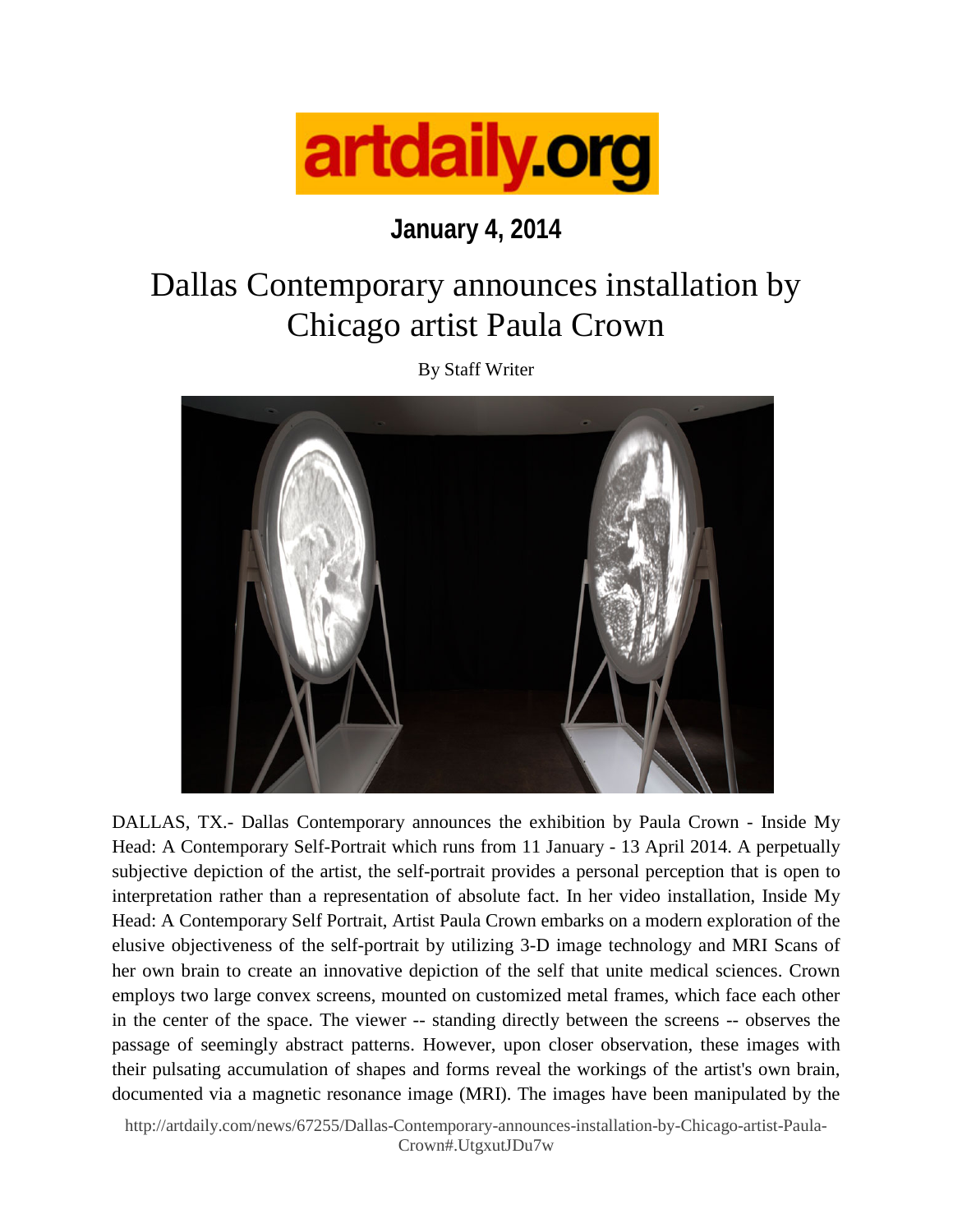artdaily.org

**January 4, 2014**

# Dallas Contemporary announces installation by Chicago artist Paula Crown

By Staff Writer

DALLAS, TX.- Dallas Contemporary announces the exhibition by Paula Crown - Inside My Head: A Contemporary Self-Portrait which runs from 11 January - 13 April 2014. A perpetually subjective depiction of the artist, the self-portrait provides a personal perception that is open to interpretation rather than a representation of absolute fact. In her video installation, Inside My Head: A Contemporary Self Portrait, Artist Paula Crown embarks on a modern exploration of the elusive objectiveness of the self-portrait by utilizing 3-D image technology and MRI Scans of her own brain to create an innovative depiction of the self that unite medical sciences. Crown employs two large convex screens, mounted on customized metal frames, which face each other in the center of the space. The viewer -- standing directly between the screens -- observes the passage of seemingly abstract patterns. However, upon closer observation, these images with their pulsating accumulation of shapes and forms reveal the workings of the artist's own brain, documented via a magnetic resonance image (MRI). The images have been manipulated by the

http://artdaily.com/news/67255/Dallas-Contemporary-announces-installation-by-Chicago-artist-Paula-Crown#.UtgxutJDu7w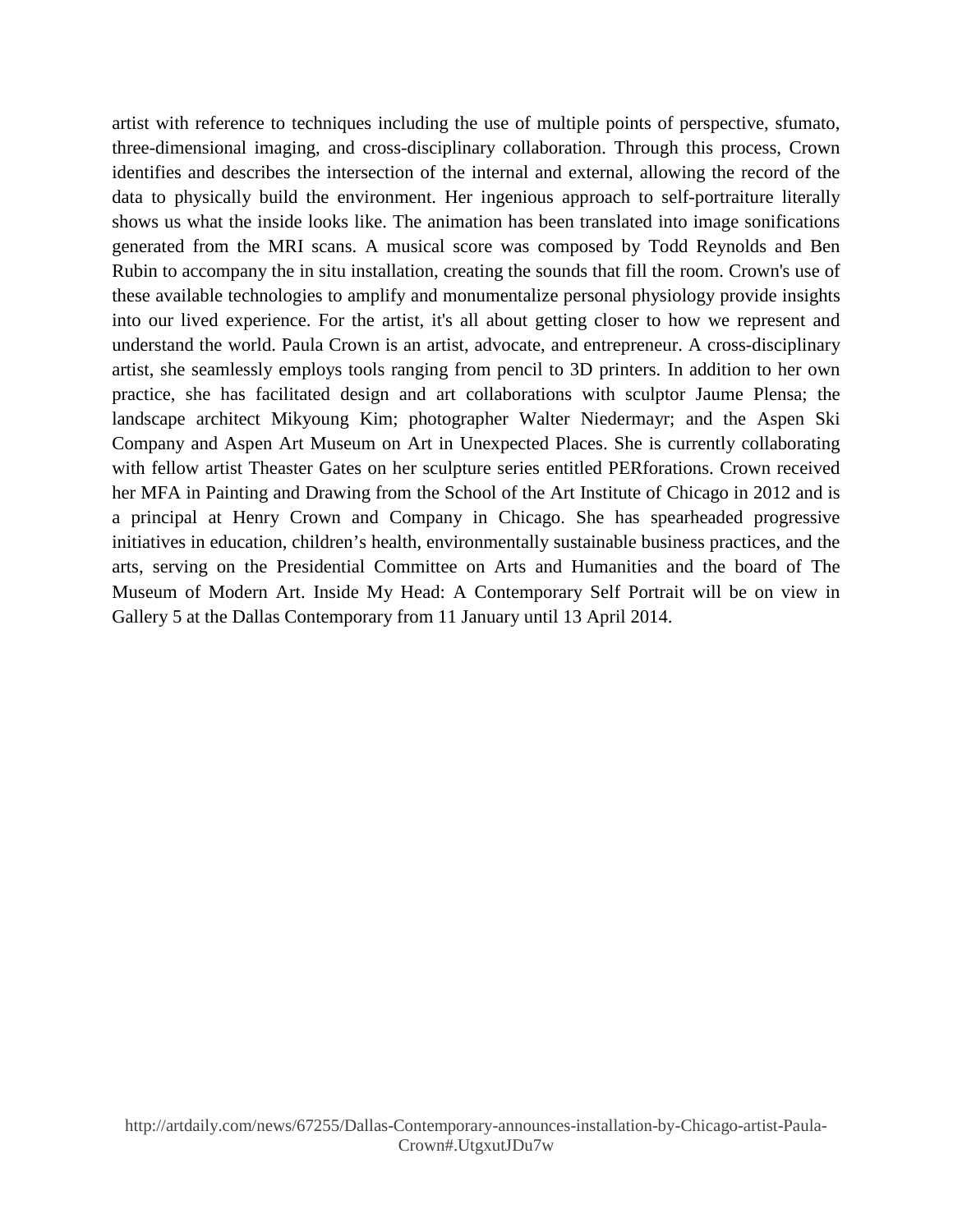artist with reference to techniques including the use of multiple points of perspective, sfumato, three-dimensional imaging, and cross-disciplinary collaboration. Through this process, Crown identifies and describes the intersection of the internal and external, allowing the record of the data to physically build the environment. Her ingenious approach to self-portraiture literally shows us what the inside looks like. The animation has been translated into image sonifications generated from the MRI scans. A musical score was composed by Todd Reynolds and Ben Rubin to accompany the in situ installation, creating the sounds that fill the room. Crown's use of these available technologies to amplify and monumentalize personal physiology provide insights into our lived experience. For the artist, it's all about getting closer to how we represent and understand the world. Paula Crown is an artist, advocate, and entrepreneur. A cross-disciplinary artist, she seamlessly employs tools ranging from pencil to 3D printers. In addition to her own practice, she has facilitated design and art collaborations with sculptor Jaume Plensa; the landscape architect Mikyoung Kim; photographer Walter Niedermayr; and the Aspen Ski Company and Aspen Art Museum on Art in Unexpected Places. She is currently collaborating with fellow artist Theaster Gates on her sculpture series entitled PERforations. Crown received her MFA in Painting and Drawing from the School of the Art Institute of Chicago in 2012 and is a principal at Henry Crown and Company in Chicago. She has spearheaded progressive initiatives in education, children's health, environmentally sustainable business practices, and the arts, serving on the Presidential Committee on Arts and Humanities and the board of The Museum of Modern Art. Inside My Head: A Contemporary Self Portrait will be on view in Gallery 5 at the Dallas Contemporary from 11 January until 13 April 2014.

http://artdaily.com/news/67255/Dallas-Contemporary-announces-installation-by-Chicago-artist-Paula-Crown#.UtgxutJDu7w